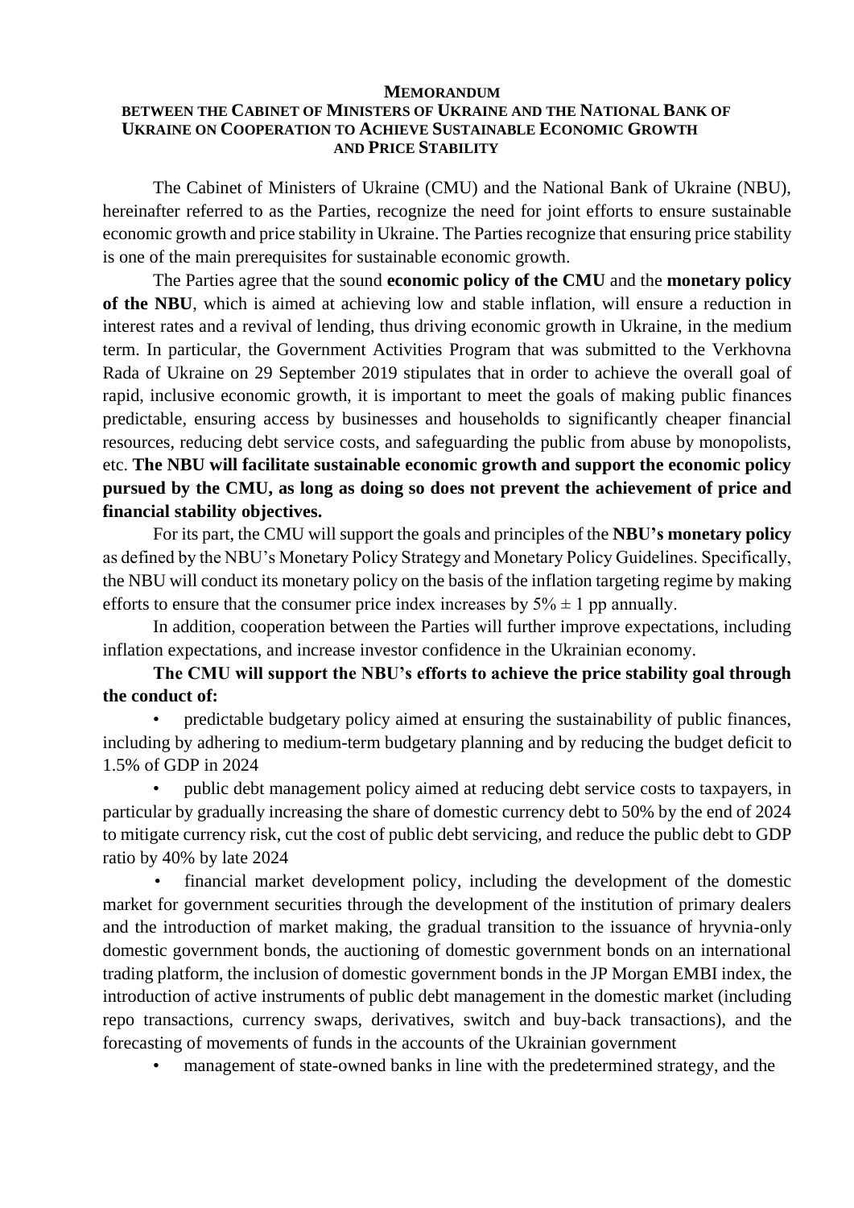# MEMORANDUM
## BETWEEN THE CABINET OF MINISTERS OF UKRAINE AND THE NATIONAL BANK OF UKRAINE ON COOPERATION TO ACHIEVE SUSTAINABLE ECONOMIC GROWTH AND PRICE STABILITY

The Cabinet of Ministers of Ukraine (CMU) and the National Bank of Ukraine (NBU), hereinafter referred to as the Parties, recognize the need for joint efforts to ensure sustainable economic growth and price stability in Ukraine. The Parties recognize that ensuring price stability is one of the main prerequisites for sustainable economic growth.

The Parties agree that the sound **economic policy of the CMU** and the **monetary policy of the NBU**, which is aimed at achieving low and stable inflation, will ensure a reduction in interest rates and a revival of lending, thus driving economic growth in Ukraine, in the medium term. In particular, the Government Activities Program that was submitted to the Verkhovna Rada of Ukraine on 29 September 2019 stipulates that in order to achieve the overall goal of rapid, inclusive economic growth, it is important to meet the goals of making public finances predictable, ensuring access by businesses and households to significantly cheaper financial resources, reducing debt service costs, and safeguarding the public from abuse by monopolists, etc. **The NBU will facilitate sustainable economic growth and support the economic policy pursued by the CMU, as long as doing so does not prevent the achievement of price and financial stability objectives.**

For its part, the CMU will support the goals and principles of the **NBU's monetary policy** as defined by the NBU's Monetary Policy Strategy and Monetary Policy Guidelines. Specifically, the NBU will conduct its monetary policy on the basis of the inflation targeting regime by making efforts to ensure that the consumer price index increases by $5\% \pm 1$ pp annually.

In addition, cooperation between the Parties will further improve expectations, including inflation expectations, and increase investor confidence in the Ukrainian economy.

**The CMU will support the NBU's efforts to achieve the price stability goal through the conduct of:**

- predictable budgetary policy aimed at ensuring the sustainability of public finances, including by adhering to medium-term budgetary planning and by reducing the budget deficit to 1.5% of GDP in 2024
- public debt management policy aimed at reducing debt service costs to taxpayers, in particular by gradually increasing the share of domestic currency debt to 50% by the end of 2024 to mitigate currency risk, cut the cost of public debt servicing, and reduce the public debt to GDP ratio by 40% by late 2024
- financial market development policy, including the development of the domestic market for government securities through the development of the institution of primary dealers and the introduction of market making, the gradual transition to the issuance of hryvnia-only domestic government bonds, the auctioning of domestic government bonds on an international trading platform, the inclusion of domestic government bonds in the JP Morgan EMBI index, the introduction of active instruments of public debt management in the domestic market (including repo transactions, currency swaps, derivatives, switch and buy-back transactions), and the forecasting of movements of funds in the accounts of the Ukrainian government
- management of state-owned banks in line with the predetermined strategy, and the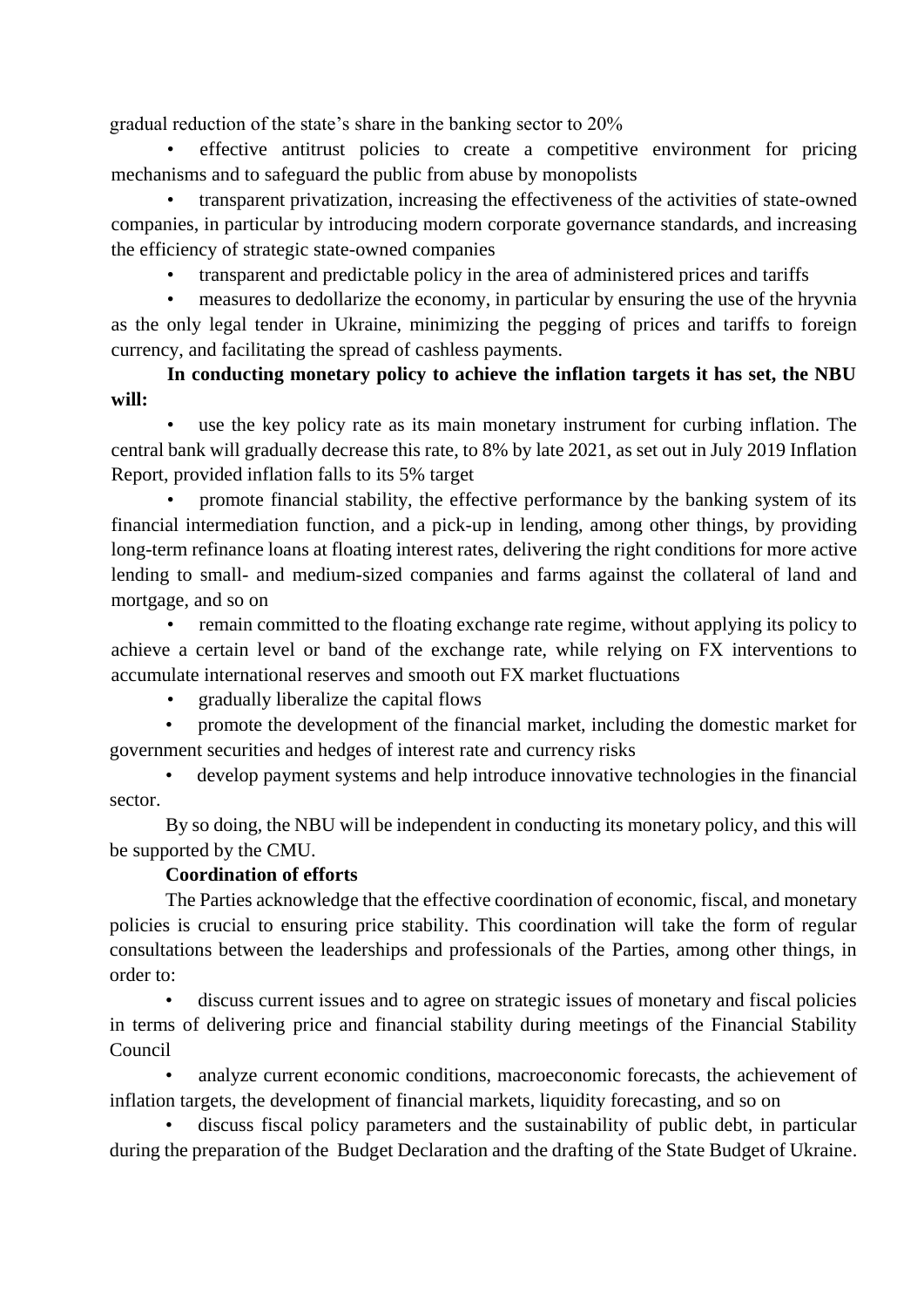gradual reduction of the state's share in the banking sector to 20%

- effective antitrust policies to create a competitive environment for pricing mechanisms and to safeguard the public from abuse by monopolists
- transparent privatization, increasing the effectiveness of the activities of state-owned companies, in particular by introducing modern corporate governance standards, and increasing the efficiency of strategic state-owned companies
- transparent and predictable policy in the area of administered prices and tariffs
- measures to dedollarize the economy, in particular by ensuring the use of the hryvnia as the only legal tender in Ukraine, minimizing the pegging of prices and tariffs to foreign currency, and facilitating the spread of cashless payments.

**In conducting monetary policy to achieve the inflation targets it has set, the NBU will:**

- use the key policy rate as its main monetary instrument for curbing inflation. The central bank will gradually decrease this rate, to 8% by late 2021, as set out in July 2019 Inflation Report, provided inflation falls to its 5% target
- promote financial stability, the effective performance by the banking system of its financial intermediation function, and a pick-up in lending, among other things, by providing long-term refinance loans at floating interest rates, delivering the right conditions for more active lending to small- and medium-sized companies and farms against the collateral of land and mortgage, and so on
- remain committed to the floating exchange rate regime, without applying its policy to achieve a certain level or band of the exchange rate, while relying on FX interventions to accumulate international reserves and smooth out FX market fluctuations
- gradually liberalize the capital flows
- promote the development of the financial market, including the domestic market for government securities and hedges of interest rate and currency risks
- develop payment systems and help introduce innovative technologies in the financial sector.

By so doing, the NBU will be independent in conducting its monetary policy, and this will be supported by the CMU.

**Coordination of efforts**

The Parties acknowledge that the effective coordination of economic, fiscal, and monetary policies is crucial to ensuring price stability. This coordination will take the form of regular consultations between the leaderships and professionals of the Parties, among other things, in order to:

- discuss current issues and to agree on strategic issues of monetary and fiscal policies in terms of delivering price and financial stability during meetings of the Financial Stability Council
- analyze current economic conditions, macroeconomic forecasts, the achievement of inflation targets, the development of financial markets, liquidity forecasting, and so on
- discuss fiscal policy parameters and the sustainability of public debt, in particular during the preparation of the Budget Declaration and the drafting of the State Budget of Ukraine.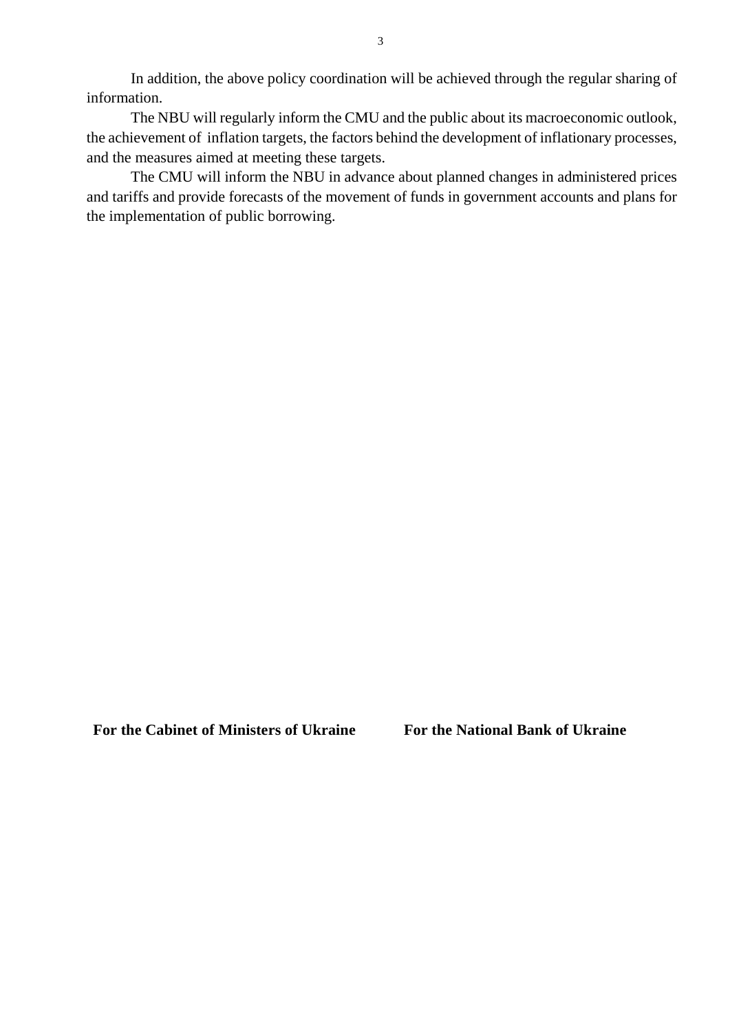In addition, the above policy coordination will be achieved through the regular sharing of information.

The NBU will regularly inform the CMU and the public about its macroeconomic outlook, the achievement of inflation targets, the factors behind the development of inflationary processes, and the measures aimed at meeting these targets.

The CMU will inform the NBU in advance about planned changes in administered prices and tariffs and provide forecasts of the movement of funds in government accounts and plans for the implementation of public borrowing.

**For the Cabinet of Ministers of Ukraine** **For the National Bank of Ukraine**